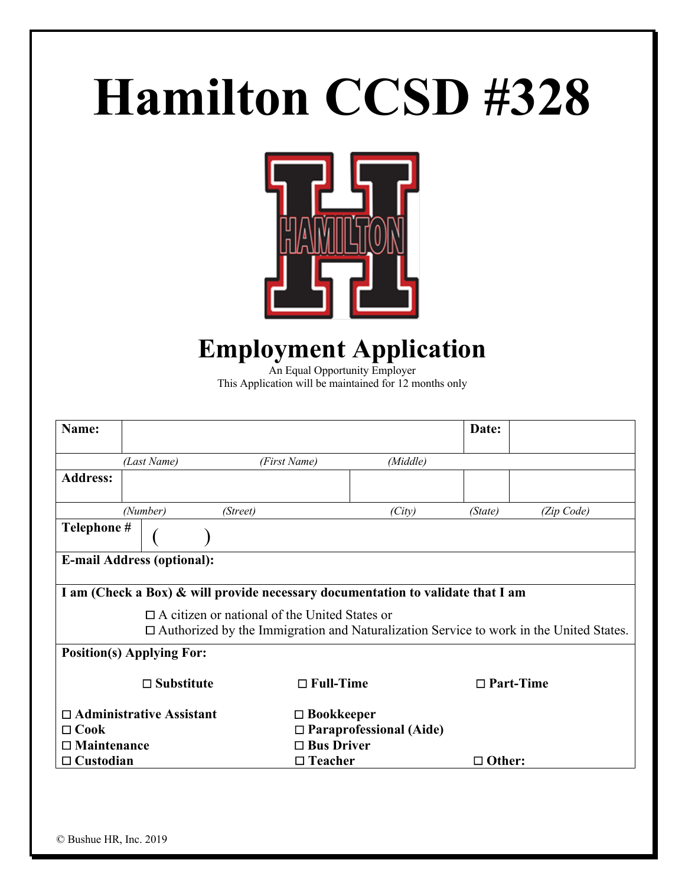# Hamilton CCSD #328

## Employment Application

An Equal Opportunity Employer
This Application will be maintained for 12 months only

| | | | | | |
|---|---|---|---|---|---|
| **Name:** | | | | **Date:** | |
| | *(Last Name)* | *(First Name)* | *(Middle)* | | |
| **Address:** | | | | | |
| | *(Number)* | *(Street)* | *(City)* | *(State)* | *(Zip Code)* |
| **Telephone #** | ( ) | | | | |
| **E-mail Address (optional):** | | | | | |

**I am (Check a Box) & will provide necessary documentation to validate that I am**

☐ A citizen or national of the United States or
☐ Authorized by the Immigration and Naturalization Service to work in the United States.

**Position(s) Applying For:**

**☐ Substitute** **☐ Full-Time** **☐ Part-Time**

| | | |
|---|---|---|
| **☐ Administrative Assistant** | **☐ Bookkeeper** | |
| **☐ Cook** | **☐ Paraprofessional (Aide)** | |
| **☐ Maintenance** | **☐ Bus Driver** | |
| **☐ Custodian** | **☐ Teacher** | **☐ Other:** |

© Bushue HR, Inc. 2019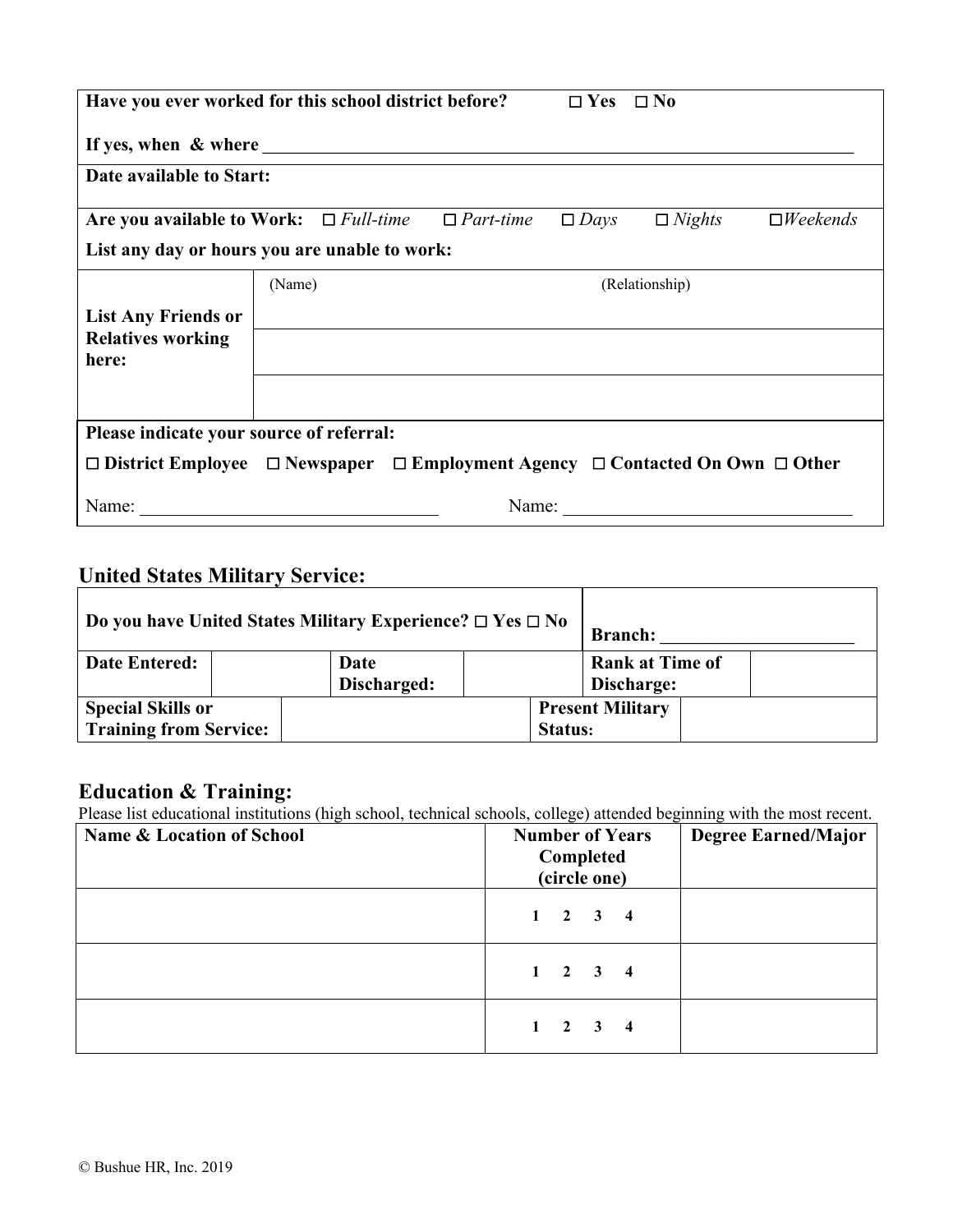**Have you ever worked for this school district before?** ☐ **Yes** ☐ **No**

**If yes, when & where** ______________________________________________________________

**Date available to Start:**

**Are you available to Work:** ☐ *Full-time* ☐ *Part-time* ☐ *Days* ☐ *Nights* ☐ *Weekends*

**List any day or hours you are unable to work:**

| **List Any Friends or Relatives working here:** | (Name) | (Relationship) |
|---|---|---|
| | | |
| | | |
| | | |

**Please indicate your source of referral:**

☐ **District Employee** ☐ **Newspaper** ☐ **Employment Agency** ☐ **Contacted On Own** ☐ **Other**

Name: ______________________________ Name: ______________________________

## United States Military Service:

| **Do you have United States Military Experience?** ☐ **Yes** ☐ **No** | | | | **Branch:** ____________________ | |
|---|---|---|---|---|---|
| **Date Entered:** | | **Date Discharged:** | | **Rank at Time of Discharge:** | |
| **Special Skills or Training from Service:** | | | **Present Military Status:** | | |

## Education & Training:

Please list educational institutions (high school, technical schools, college) attended beginning with the most recent.

| Name & Location of School | Number of Years Completed (circle one) | Degree Earned/Major |
|---|---|---|
| | 1 2 3 4 | |
| | 1 2 3 4 | |
| | 1 2 3 4 | |

© Bushue HR, Inc. 2019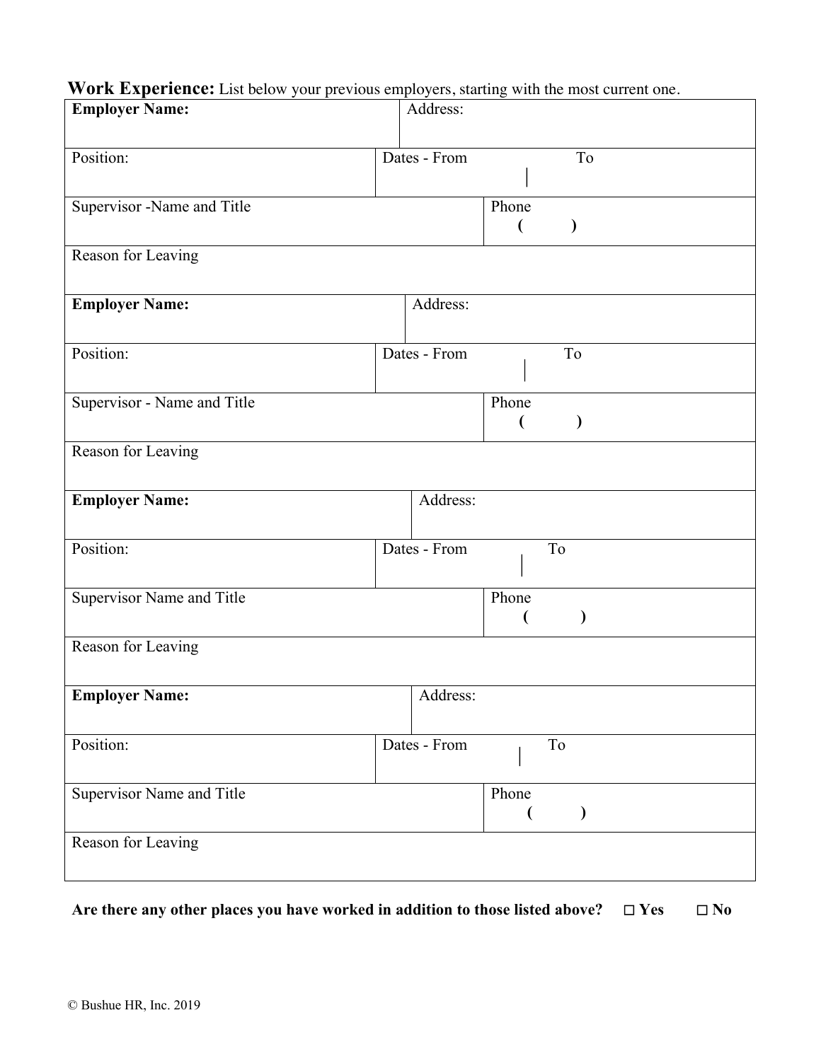**Work Experience:** List below your previous employers, starting with the most current one.

| **Employer Name:** | Address: |
|---|---|
| Position: | Dates - From \| To |
| Supervisor -Name and Title | Phone ( ) |
| Reason for Leaving | |
| **Employer Name:** | Address: |
| Position: | Dates - From \| To |
| Supervisor - Name and Title | Phone ( ) |
| Reason for Leaving | |
| **Employer Name:** | Address: |
| Position: | Dates - From \| To |
| Supervisor Name and Title | Phone ( ) |
| Reason for Leaving | |
| **Employer Name:** | Address: |
| Position: | Dates - From \| To |
| Supervisor Name and Title | Phone ( ) |
| Reason for Leaving | |

**Are there any other places you have worked in addition to those listed above? ☐ Yes ☐ No**

© Bushue HR, Inc. 2019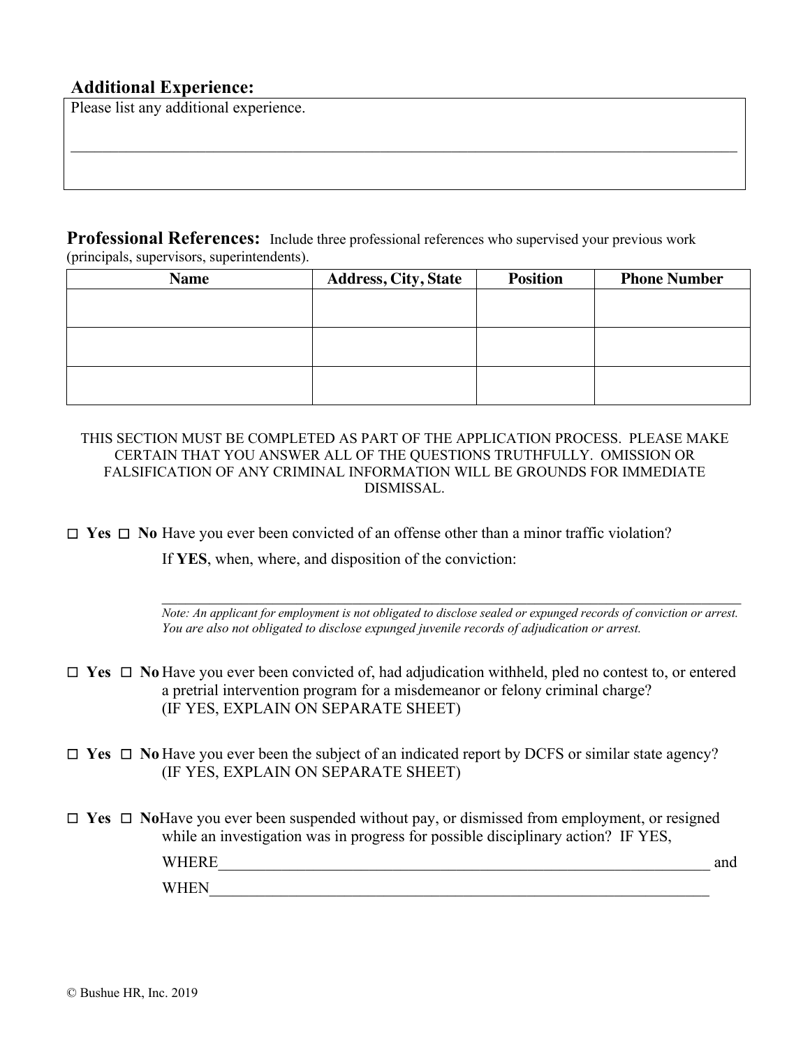## Additional Experience:

Please list any additional experience.

\_\_\_\_\_\_\_\_\_\_\_\_\_\_\_\_\_\_\_\_\_\_\_\_\_\_\_\_\_\_\_\_\_\_\_\_\_\_\_\_\_\_\_\_\_\_\_\_\_\_\_\_\_\_\_\_\_\_\_\_\_\_\_\_\_\_\_\_\_\_\_\_\_\_\_\_\_\_\_\_\_\_

## Professional References:

Include three professional references who supervised your previous work (principals, supervisors, superintendents).

| Name | Address, City, State | Position | Phone Number |
|---|---|---|---|
| | | | |
| | | | |
| | | | |

THIS SECTION MUST BE COMPLETED AS PART OF THE APPLICATION PROCESS. PLEASE MAKE CERTAIN THAT YOU ANSWER ALL OF THE QUESTIONS TRUTHFULLY. OMISSION OR FALSIFICATION OF ANY CRIMINAL INFORMATION WILL BE GROUNDS FOR IMMEDIATE DISMISSAL.

☐ **Yes** ☐ **No** Have you ever been convicted of an offense other than a minor traffic violation?

If **YES**, when, where, and disposition of the conviction:

\_\_\_\_\_\_\_\_\_\_\_\_\_\_\_\_\_\_\_\_\_\_\_\_\_\_\_\_\_\_\_\_\_\_\_\_\_\_\_\_\_\_\_\_\_\_\_\_\_\_\_\_\_\_\_\_\_\_\_\_\_\_\_\_\_\_\_\_\_\_\_\_

*Note: An applicant for employment is not obligated to disclose sealed or expunged records of conviction or arrest. You are also not obligated to disclose expunged juvenile records of adjudication or arrest.*

☐ **Yes** ☐ **No** Have you ever been convicted of, had adjudication withheld, pled no contest to, or entered a pretrial intervention program for a misdemeanor or felony criminal charge? (IF YES, EXPLAIN ON SEPARATE SHEET)

☐ **Yes** ☐ **No** Have you ever been the subject of an indicated report by DCFS or similar state agency? (IF YES, EXPLAIN ON SEPARATE SHEET)

☐ **Yes** ☐ **No** Have you ever been suspended without pay, or dismissed from employment, or resigned while an investigation was in progress for possible disciplinary action? IF YES,

WHERE\_\_\_\_\_\_\_\_\_\_\_\_\_\_\_\_\_\_\_\_\_\_\_\_\_\_\_\_\_\_\_\_\_\_\_\_\_\_\_\_\_\_\_\_\_\_\_\_\_\_\_\_\_\_\_\_\_\_\_\_\_\_ and

WHEN\_\_\_\_\_\_\_\_\_\_\_\_\_\_\_\_\_\_\_\_\_\_\_\_\_\_\_\_\_\_\_\_\_\_\_\_\_\_\_\_\_\_\_\_\_\_\_\_\_\_\_\_\_\_\_\_\_\_\_\_\_\_\_

© Bushue HR, Inc. 2019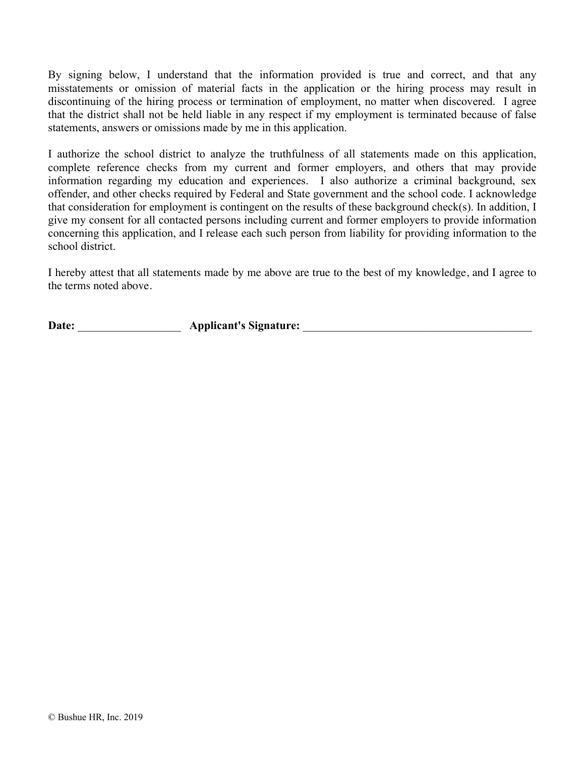By signing below, I understand that the information provided is true and correct, and that any misstatements or omission of material facts in the application or the hiring process may result in discontinuing of the hiring process or termination of employment, no matter when discovered. I agree that the district shall not be held liable in any respect if my employment is terminated because of false statements, answers or omissions made by me in this application.

I authorize the school district to analyze the truthfulness of all statements made on this application, complete reference checks from my current and former employers, and others that may provide information regarding my education and experiences. I also authorize a criminal background, sex offender, and other checks required by Federal and State government and the school code. I acknowledge that consideration for employment is contingent on the results of these background check(s). In addition, I give my consent for all contacted persons including current and former employers to provide information concerning this application, and I release each such person from liability for providing information to the school district.

I hereby attest that all statements made by me above are true to the best of my knowledge, and I agree to the terms noted above.

**Date:** ___________________ **Applicant's Signature:** ___________________________________________

© Bushue HR, Inc. 2019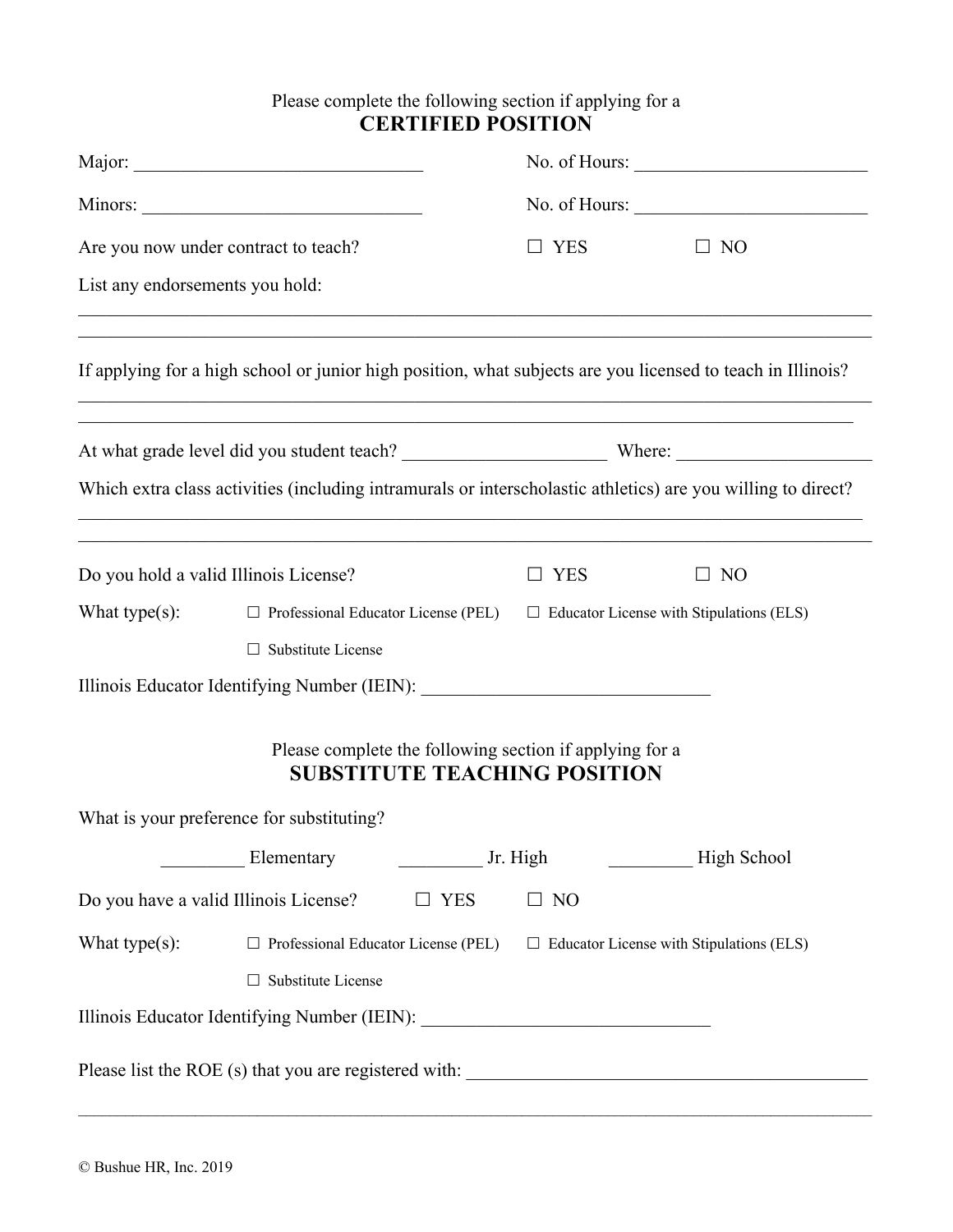Please complete the following section if applying for a

## CERTIFIED POSITION

Major: ______________________________ No. of Hours: ________________________

Minors: _____________________________ No. of Hours: ________________________

Are you now under contract to teach? ☐ YES ☐ NO

List any endorsements you hold:

_____________________________________________________________________________________

_____________________________________________________________________________________

If applying for a high school or junior high position, what subjects are you licensed to teach in Illinois?

_____________________________________________________________________________________

_____________________________________________________________________________________

At what grade level did you student teach? _____________________ Where: ____________________

Which extra class activities (including intramurals or interscholastic athletics) are you willing to direct?

_____________________________________________________________________________________

_____________________________________________________________________________________

Do you hold a valid Illinois License? ☐ YES ☐ NO

What type(s): ☐ Professional Educator License (PEL) ☐ Educator License with Stipulations (ELS)

☐ Substitute License

Illinois Educator Identifying Number (IEIN): ______________________________

Please complete the following section if applying for a

## SUBSTITUTE TEACHING POSITION

What is your preference for substituting?

_________ Elementary _________ Jr. High _________ High School

Do you have a valid Illinois License? ☐ YES ☐ NO

What type(s): ☐ Professional Educator License (PEL) ☐ Educator License with Stipulations (ELS)

☐ Substitute License

Illinois Educator Identifying Number (IEIN): ______________________________

Please list the ROE (s) that you are registered with: __________________________________________

_____________________________________________________________________________________

© Bushue HR, Inc. 2019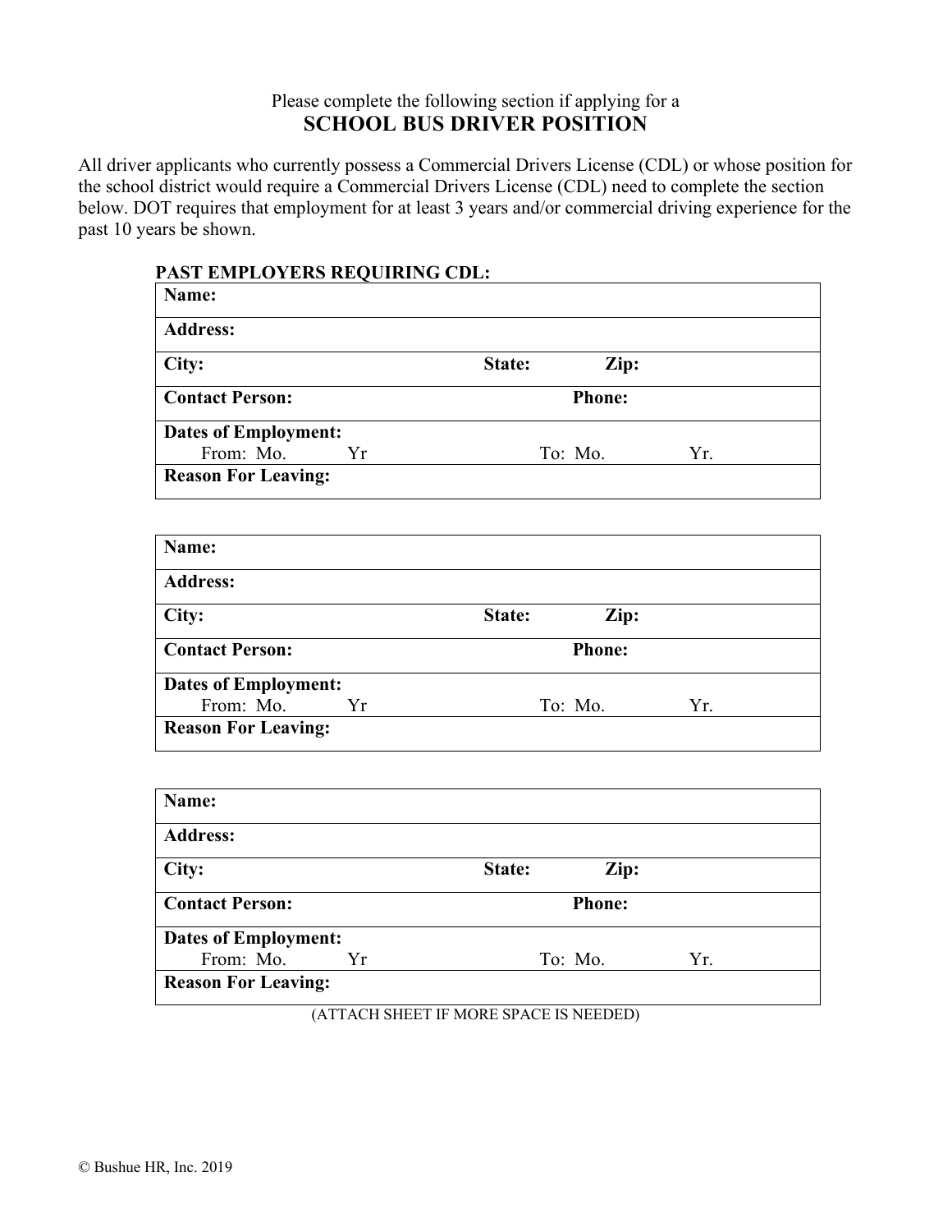Please complete the following section if applying for a

## SCHOOL BUS DRIVER POSITION

All driver applicants who currently possess a Commercial Drivers License (CDL) or whose position for the school district would require a Commercial Drivers License (CDL) need to complete the section below. DOT requires that employment for at least 3 years and/or commercial driving experience for the past 10 years be shown.

**PAST EMPLOYERS REQUIRING CDL:**

| **Name:** | | |
|---|---|---|
| **Address:** | | |
| **City:** | **State:** | **Zip:** |
| **Contact Person:** | | **Phone:** |
| **Dates of Employment:** From: Mo. Yr | | To: Mo. Yr. |
| **Reason For Leaving:** | | |

| **Name:** | | |
|---|---|---|
| **Address:** | | |
| **City:** | **State:** | **Zip:** |
| **Contact Person:** | | **Phone:** |
| **Dates of Employment:** From: Mo. Yr | | To: Mo. Yr. |
| **Reason For Leaving:** | | |

| **Name:** | | |
|---|---|---|
| **Address:** | | |
| **City:** | **State:** | **Zip:** |
| **Contact Person:** | | **Phone:** |
| **Dates of Employment:** From: Mo. Yr | | To: Mo. Yr. |
| **Reason For Leaving:** | | |

(ATTACH SHEET IF MORE SPACE IS NEEDED)

© Bushue HR, Inc. 2019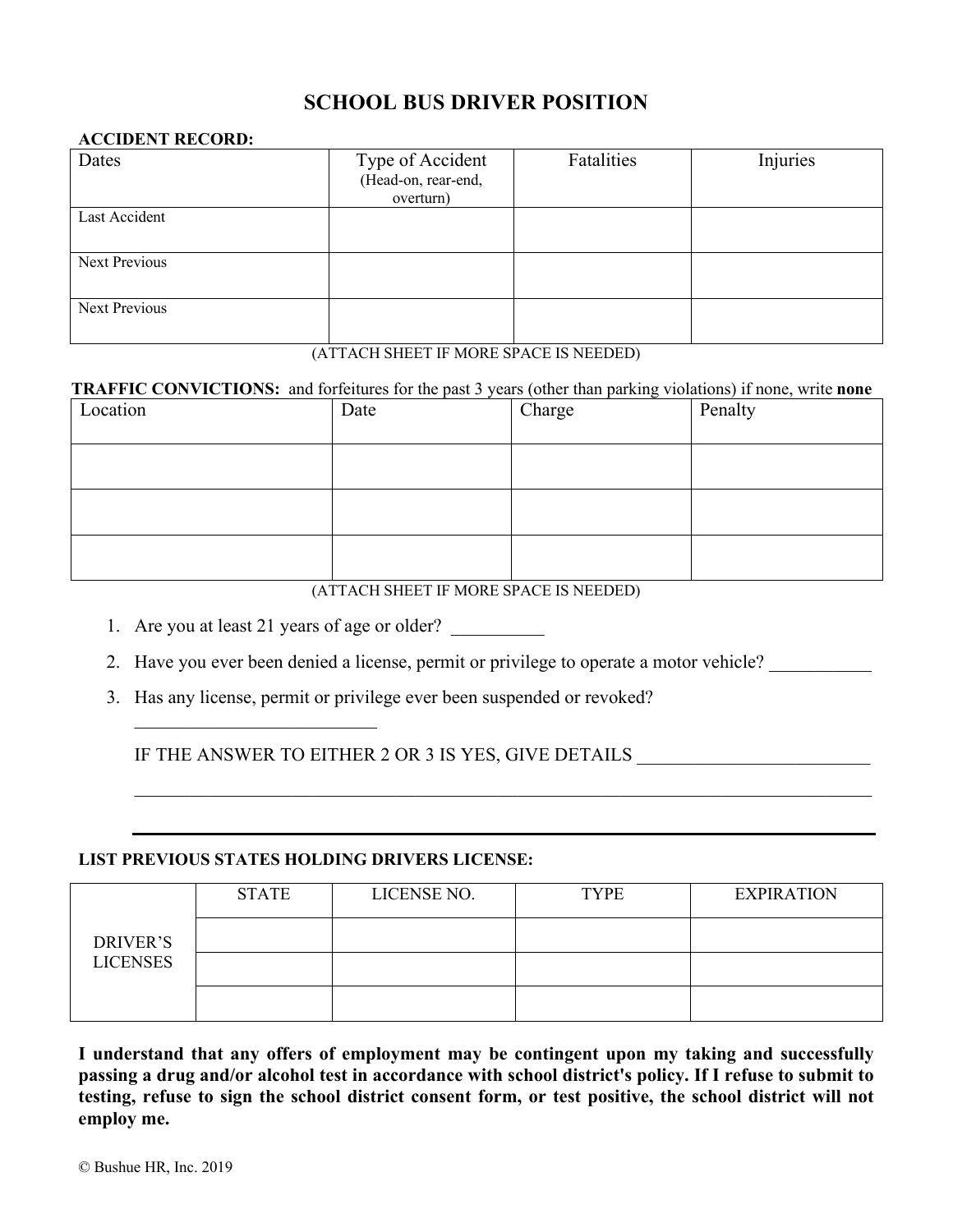# SCHOOL BUS DRIVER POSITION

**ACCIDENT RECORD:**

| Dates | Type of Accident (Head-on, rear-end, overturn) | Fatalities | Injuries |
|---|---|---|---|
| Last Accident | | | |
| Next Previous | | | |
| Next Previous | | | |

(ATTACH SHEET IF MORE SPACE IS NEEDED)

**TRAFFIC CONVICTIONS:** and forfeitures for the past 3 years (other than parking violations) if none, write **none**

| Location | Date | Charge | Penalty |
|---|---|---|---|
| | | | |
| | | | |
| | | | |

(ATTACH SHEET IF MORE SPACE IS NEEDED)

1. Are you at least 21 years of age or older? __________
2. Have you ever been denied a license, permit or privilege to operate a motor vehicle? ___________
3. Has any license, permit or privilege ever been suspended or revoked?

   __________________________

   IF THE ANSWER TO EITHER 2 OR 3 IS YES, GIVE DETAILS _________________________

   ________________________________________________________________________________

**LIST PREVIOUS STATES HOLDING DRIVERS LICENSE:**

| | STATE | LICENSE NO. | TYPE | EXPIRATION |
|---|---|---|---|---|
| DRIVER'S LICENSES | | | | |
| | | | | |
| | | | | |

**I understand that any offers of employment may be contingent upon my taking and successfully passing a drug and/or alcohol test in accordance with school district's policy. If I refuse to submit to testing, refuse to sign the school district consent form, or test positive, the school district will not employ me.**

© Bushue HR, Inc. 2019